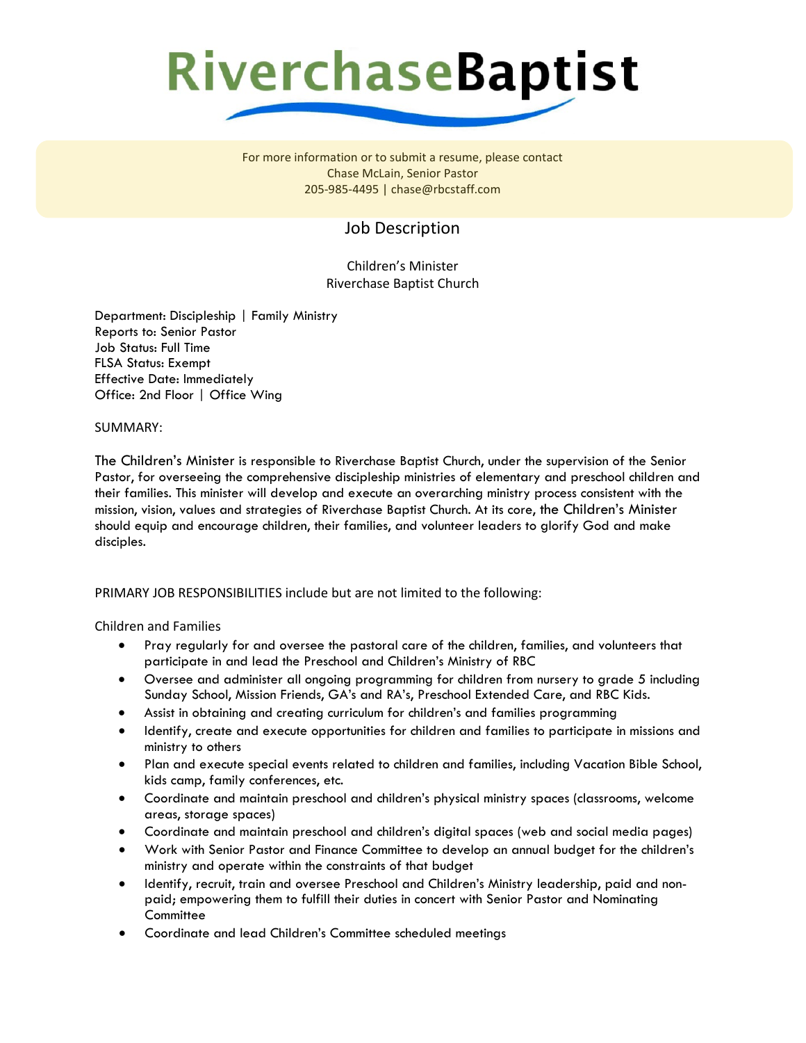# RiverchaseBaptist

For more information or to submit a resume, please contact
Chase McLain, Senior Pastor
205-985-4495 | chase@rbcstaff.com

## Job Description

Children's Minister
Riverchase Baptist Church

Department: Discipleship | Family Ministry
Reports to: Senior Pastor
Job Status: Full Time
FLSA Status: Exempt
Effective Date: Immediately
Office: 2nd Floor | Office Wing

SUMMARY:

The Children's Minister is responsible to Riverchase Baptist Church, under the supervision of the Senior Pastor, for overseeing the comprehensive discipleship ministries of elementary and preschool children and their families. This minister will develop and execute an overarching ministry process consistent with the mission, vision, values and strategies of Riverchase Baptist Church. At its core, the Children's Minister should equip and encourage children, their families, and volunteer leaders to glorify God and make disciples.

PRIMARY JOB RESPONSIBILITIES include but are not limited to the following:

Children and Families

- Pray regularly for and oversee the pastoral care of the children, families, and volunteers that participate in and lead the Preschool and Children's Ministry of RBC
- Oversee and administer all ongoing programming for children from nursery to grade 5 including Sunday School, Mission Friends, GA's and RA's, Preschool Extended Care, and RBC Kids.
- Assist in obtaining and creating curriculum for children's and families programming
- Identify, create and execute opportunities for children and families to participate in missions and ministry to others
- Plan and execute special events related to children and families, including Vacation Bible School, kids camp, family conferences, etc.
- Coordinate and maintain preschool and children's physical ministry spaces (classrooms, welcome areas, storage spaces)
- Coordinate and maintain preschool and children's digital spaces (web and social media pages)
- Work with Senior Pastor and Finance Committee to develop an annual budget for the children's ministry and operate within the constraints of that budget
- Identify, recruit, train and oversee Preschool and Children's Ministry leadership, paid and non-paid; empowering them to fulfill their duties in concert with Senior Pastor and Nominating Committee
- Coordinate and lead Children's Committee scheduled meetings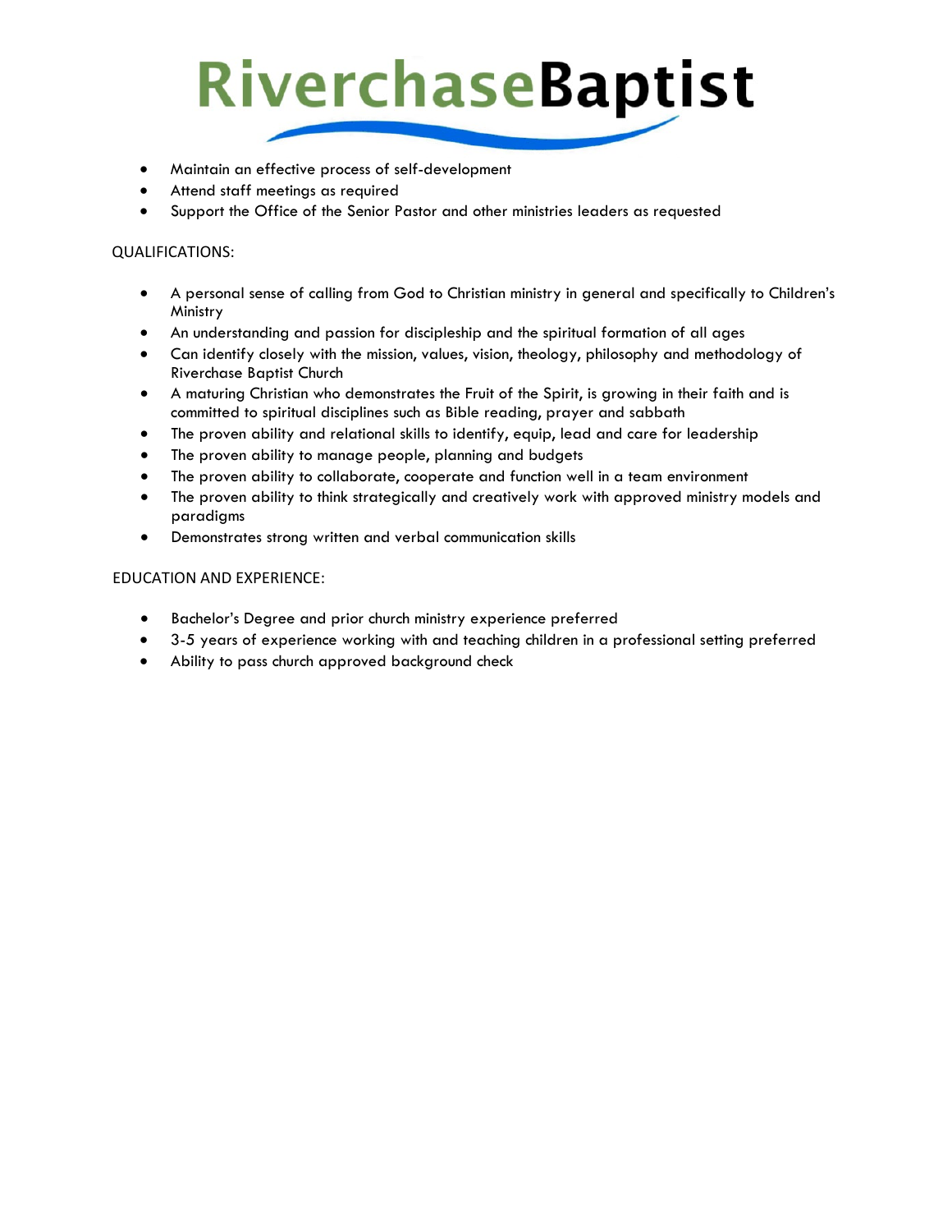- Maintain an effective process of self-development
- Attend staff meetings as required
- Support the Office of the Senior Pastor and other ministries leaders as requested

QUALIFICATIONS:

- A personal sense of calling from God to Christian ministry in general and specifically to Children's Ministry
- An understanding and passion for discipleship and the spiritual formation of all ages
- Can identify closely with the mission, values, vision, theology, philosophy and methodology of Riverchase Baptist Church
- A maturing Christian who demonstrates the Fruit of the Spirit, is growing in their faith and is committed to spiritual disciplines such as Bible reading, prayer and sabbath
- The proven ability and relational skills to identify, equip, lead and care for leadership
- The proven ability to manage people, planning and budgets
- The proven ability to collaborate, cooperate and function well in a team environment
- The proven ability to think strategically and creatively work with approved ministry models and paradigms
- Demonstrates strong written and verbal communication skills

EDUCATION AND EXPERIENCE:

- Bachelor's Degree and prior church ministry experience preferred
- 3-5 years of experience working with and teaching children in a professional setting preferred
- Ability to pass church approved background check